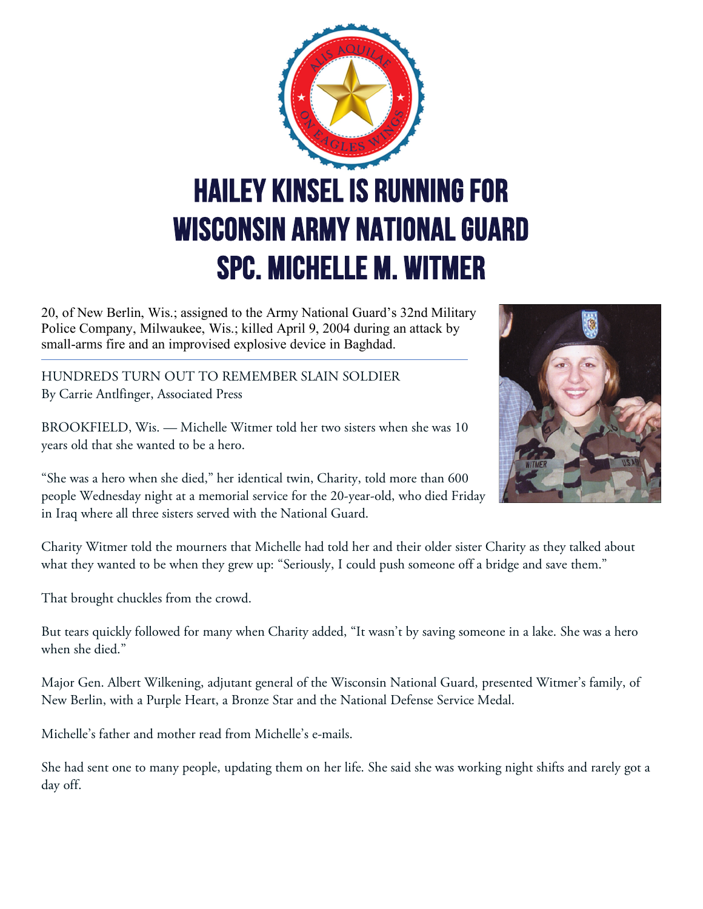# HAILEY KINSEL IS RUNNING FOR WISCONSIN ARMY NATIONAL GUARD SPC. MICHELLE M. WITMER

20, of New Berlin, Wis.; assigned to the Army National Guard's 32nd Military Police Company, Milwaukee, Wis.; killed April 9, 2004 during an attack by small-arms fire and an improvised explosive device in Baghdad.

---

## HUNDREDS TURN OUT TO REMEMBER SLAIN SOLDIER

By Carrie Antlfinger, Associated Press

BROOKFIELD, Wis. — Michelle Witmer told her two sisters when she was 10 years old that she wanted to be a hero.

"She was a hero when she died," her identical twin, Charity, told more than 600 people Wednesday night at a memorial service for the 20-year-old, who died Friday in Iraq where all three sisters served with the National Guard.

Charity Witmer told the mourners that Michelle had told her and their older sister Charity as they talked about what they wanted to be when they grew up: "Seriously, I could push someone off a bridge and save them."

That brought chuckles from the crowd.

But tears quickly followed for many when Charity added, "It wasn't by saving someone in a lake. She was a hero when she died."

Major Gen. Albert Wilkening, adjutant general of the Wisconsin National Guard, presented Witmer's family, of New Berlin, with a Purple Heart, a Bronze Star and the National Defense Service Medal.

Michelle's father and mother read from Michelle's e-mails.

She had sent one to many people, updating them on her life. She said she was working night shifts and rarely got a day off.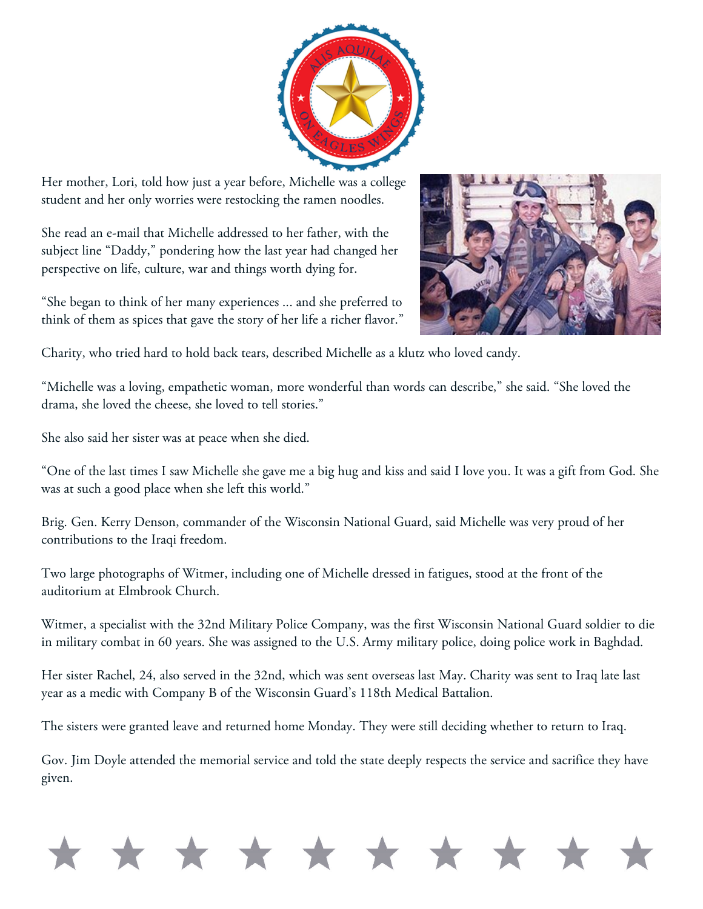Her mother, Lori, told how just a year before, Michelle was a college student and her only worries were restocking the ramen noodles.

She read an e-mail that Michelle addressed to her father, with the subject line "Daddy," pondering how the last year had changed her perspective on life, culture, war and things worth dying for.

"She began to think of her many experiences ... and she preferred to think of them as spices that gave the story of her life a richer flavor."

Charity, who tried hard to hold back tears, described Michelle as a klutz who loved candy.

"Michelle was a loving, empathetic woman, more wonderful than words can describe," she said. "She loved the drama, she loved the cheese, she loved to tell stories."

She also said her sister was at peace when she died.

"One of the last times I saw Michelle she gave me a big hug and kiss and said I love you. It was a gift from God. She was at such a good place when she left this world."

Brig. Gen. Kerry Denson, commander of the Wisconsin National Guard, said Michelle was very proud of her contributions to the Iraqi freedom.

Two large photographs of Witmer, including one of Michelle dressed in fatigues, stood at the front of the auditorium at Elmbrook Church.

Witmer, a specialist with the 32nd Military Police Company, was the first Wisconsin National Guard soldier to die in military combat in 60 years. She was assigned to the U.S. Army military police, doing police work in Baghdad.

Her sister Rachel, 24, also served in the 32nd, which was sent overseas last May. Charity was sent to Iraq late last year as a medic with Company B of the Wisconsin Guard's 118th Medical Battalion.

The sisters were granted leave and returned home Monday. They were still deciding whether to return to Iraq.

Gov. Jim Doyle attended the memorial service and told the state deeply respects the service and sacrifice they have given.